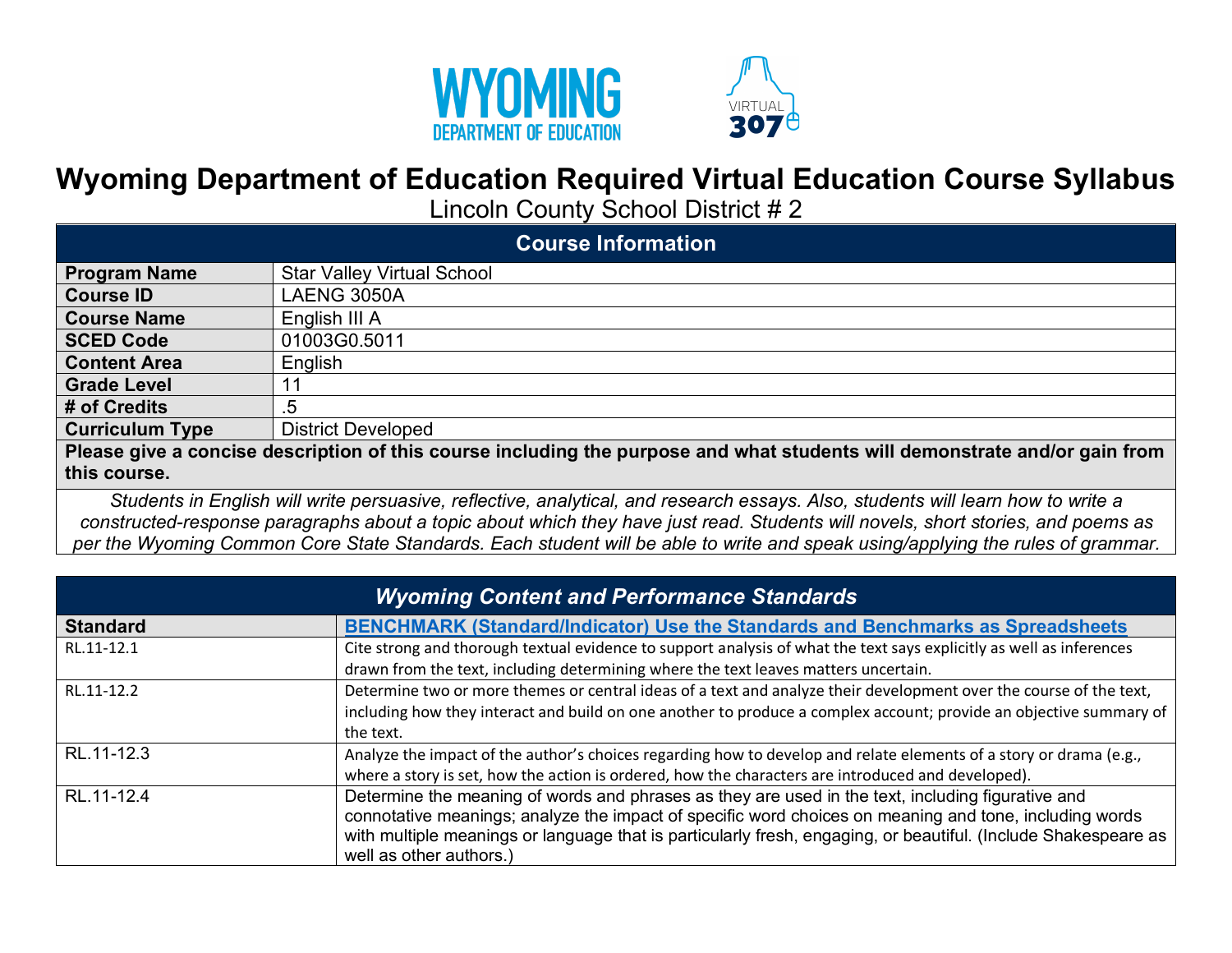# Wyoming Department of Education Required Virtual Education Course Syllabus

Lincoln County School District # 2

| Course Information | |
|---|---|
| **Program Name** | Star Valley Virtual School |
| **Course ID** | LAENG 3050A |
| **Course Name** | English III A |
| **SCED Code** | 01003G0.5011 |
| **Content Area** | English |
| **Grade Level** | 11 |
| **# of Credits** | .5 |
| **Curriculum Type** | District Developed |

**Please give a concise description of this course including the purpose and what students will demonstrate and/or gain from this course.**

*Students in English will write persuasive, reflective, analytical, and research essays. Also, students will learn how to write a constructed-response paragraphs about a topic about which they have just read. Students will novels, short stories, and poems as per the Wyoming Common Core State Standards. Each student will be able to write and speak using/applying the rules of grammar.*

## *Wyoming Content and Performance Standards*

| Standard | BENCHMARK (Standard/Indicator) Use the Standards and Benchmarks as Spreadsheets |
|---|---|
| RL.11-12.1 | Cite strong and thorough textual evidence to support analysis of what the text says explicitly as well as inferences drawn from the text, including determining where the text leaves matters uncertain. |
| RL.11-12.2 | Determine two or more themes or central ideas of a text and analyze their development over the course of the text, including how they interact and build on one another to produce a complex account; provide an objective summary of the text. |
| RL.11-12.3 | Analyze the impact of the author's choices regarding how to develop and relate elements of a story or drama (e.g., where a story is set, how the action is ordered, how the characters are introduced and developed). |
| RL.11-12.4 | Determine the meaning of words and phrases as they are used in the text, including figurative and connotative meanings; analyze the impact of specific word choices on meaning and tone, including words with multiple meanings or language that is particularly fresh, engaging, or beautiful. (Include Shakespeare as well as other authors.) |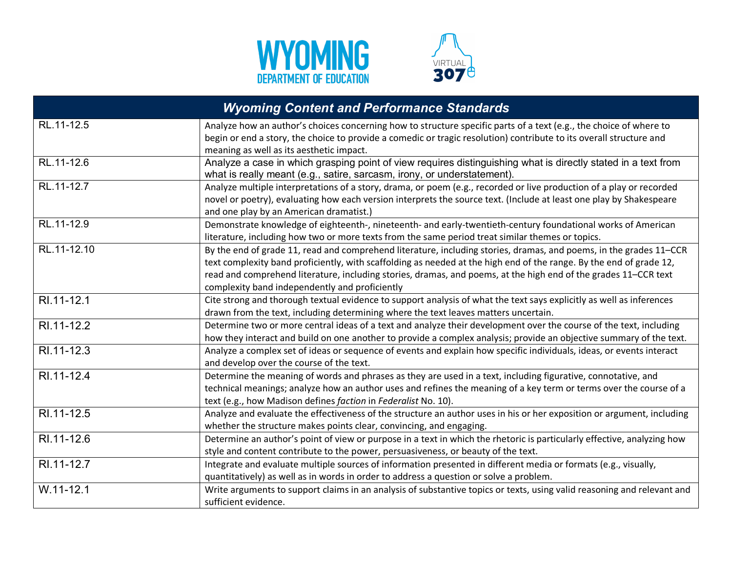| Wyoming Content and Performance Standards | |
|---|---|
| RL.11-12.5 | Analyze how an author's choices concerning how to structure specific parts of a text (e.g., the choice of where to begin or end a story, the choice to provide a comedic or tragic resolution) contribute to its overall structure and meaning as well as its aesthetic impact. |
| RL.11-12.6 | Analyze a case in which grasping point of view requires distinguishing what is directly stated in a text from what is really meant (e.g., satire, sarcasm, irony, or understatement). |
| RL.11-12.7 | Analyze multiple interpretations of a story, drama, or poem (e.g., recorded or live production of a play or recorded novel or poetry), evaluating how each version interprets the source text. (Include at least one play by Shakespeare and one play by an American dramatist.) |
| RL.11-12.9 | Demonstrate knowledge of eighteenth-, nineteenth- and early-twentieth-century foundational works of American literature, including how two or more texts from the same period treat similar themes or topics. |
| RL.11-12.10 | By the end of grade 11, read and comprehend literature, including stories, dramas, and poems, in the grades 11–CCR text complexity band proficiently, with scaffolding as needed at the high end of the range. By the end of grade 12, read and comprehend literature, including stories, dramas, and poems, at the high end of the grades 11–CCR text complexity band independently and proficiently |
| RI.11-12.1 | Cite strong and thorough textual evidence to support analysis of what the text says explicitly as well as inferences drawn from the text, including determining where the text leaves matters uncertain. |
| RI.11-12.2 | Determine two or more central ideas of a text and analyze their development over the course of the text, including how they interact and build on one another to provide a complex analysis; provide an objective summary of the text. |
| RI.11-12.3 | Analyze a complex set of ideas or sequence of events and explain how specific individuals, ideas, or events interact and develop over the course of the text. |
| RI.11-12.4 | Determine the meaning of words and phrases as they are used in a text, including figurative, connotative, and technical meanings; analyze how an author uses and refines the meaning of a key term or terms over the course of a text (e.g., how Madison defines *faction* in *Federalist* No. 10). |
| RI.11-12.5 | Analyze and evaluate the effectiveness of the structure an author uses in his or her exposition or argument, including whether the structure makes points clear, convincing, and engaging. |
| RI.11-12.6 | Determine an author's point of view or purpose in a text in which the rhetoric is particularly effective, analyzing how style and content contribute to the power, persuasiveness, or beauty of the text. |
| RI.11-12.7 | Integrate and evaluate multiple sources of information presented in different media or formats (e.g., visually, quantitatively) as well as in words in order to address a question or solve a problem. |
| W.11-12.1 | Write arguments to support claims in an analysis of substantive topics or texts, using valid reasoning and relevant and sufficient evidence. |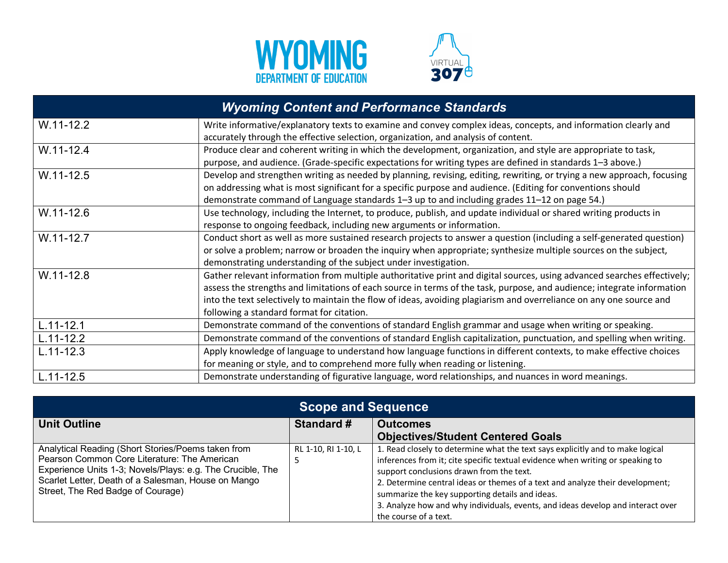| Wyoming Content and Performance Standards | |
|---|---|
| W.11-12.2 | Write informative/explanatory texts to examine and convey complex ideas, concepts, and information clearly and accurately through the effective selection, organization, and analysis of content. |
| W.11-12.4 | Produce clear and coherent writing in which the development, organization, and style are appropriate to task, purpose, and audience. (Grade-specific expectations for writing types are defined in standards 1–3 above.) |
| W.11-12.5 | Develop and strengthen writing as needed by planning, revising, editing, rewriting, or trying a new approach, focusing on addressing what is most significant for a specific purpose and audience. (Editing for conventions should demonstrate command of Language standards 1–3 up to and including grades 11–12 on page 54.) |
| W.11-12.6 | Use technology, including the Internet, to produce, publish, and update individual or shared writing products in response to ongoing feedback, including new arguments or information. |
| W.11-12.7 | Conduct short as well as more sustained research projects to answer a question (including a self-generated question) or solve a problem; narrow or broaden the inquiry when appropriate; synthesize multiple sources on the subject, demonstrating understanding of the subject under investigation. |
| W.11-12.8 | Gather relevant information from multiple authoritative print and digital sources, using advanced searches effectively; assess the strengths and limitations of each source in terms of the task, purpose, and audience; integrate information into the text selectively to maintain the flow of ideas, avoiding plagiarism and overreliance on any one source and following a standard format for citation. |
| L.11-12.1 | Demonstrate command of the conventions of standard English grammar and usage when writing or speaking. |
| L.11-12.2 | Demonstrate command of the conventions of standard English capitalization, punctuation, and spelling when writing. |
| L.11-12.3 | Apply knowledge of language to understand how language functions in different contexts, to make effective choices for meaning or style, and to comprehend more fully when reading or listening. |
| L.11-12.5 | Demonstrate understanding of figurative language, word relationships, and nuances in word meanings. |

| Scope and Sequence | | |
|---|---|---|
| **Unit Outline** | **Standard #** | **Outcomes<br>Objectives/Student Centered Goals** |
| Analytical Reading (Short Stories/Poems taken from Pearson Common Core Literature: The American Experience Units 1-3; Novels/Plays: e.g. The Crucible, The Scarlet Letter, Death of a Salesman, House on Mango Street, The Red Badge of Courage) | RL 1-10, RI 1-10, L 5 | 1. Read closely to determine what the text says explicitly and to make logical inferences from it; cite specific textual evidence when writing or speaking to support conclusions drawn from the text.<br>2. Determine central ideas or themes of a text and analyze their development; summarize the key supporting details and ideas.<br>3. Analyze how and why individuals, events, and ideas develop and interact over the course of a text. |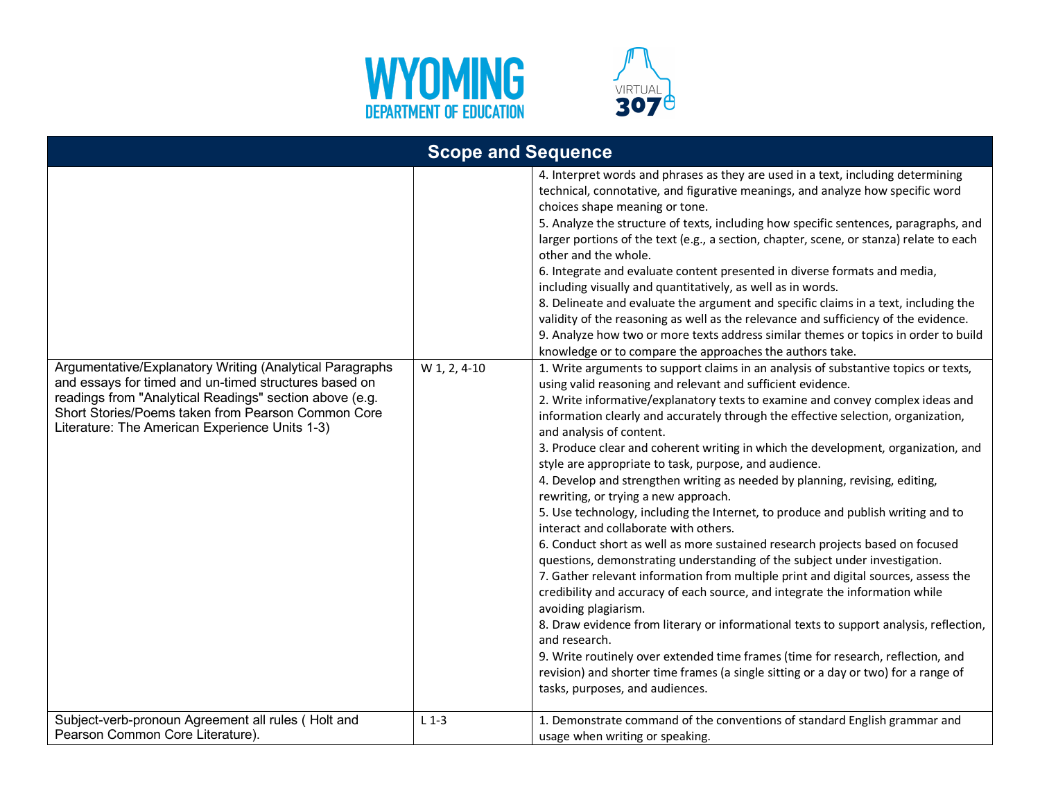## Scope and Sequence

| | | |
|---|---|---|
| | | 4. Interpret words and phrases as they are used in a text, including determining technical, connotative, and figurative meanings, and analyze how specific word choices shape meaning or tone.<br>5. Analyze the structure of texts, including how specific sentences, paragraphs, and larger portions of the text (e.g., a section, chapter, scene, or stanza) relate to each other and the whole.<br>6. Integrate and evaluate content presented in diverse formats and media, including visually and quantitatively, as well as in words.<br>8. Delineate and evaluate the argument and specific claims in a text, including the validity of the reasoning as well as the relevance and sufficiency of the evidence.<br>9. Analyze how two or more texts address similar themes or topics in order to build knowledge or to compare the approaches the authors take. |
| Argumentative/Explanatory Writing (Analytical Paragraphs and essays for timed and un-timed structures based on readings from "Analytical Readings" section above (e.g. Short Stories/Poems taken from Pearson Common Core Literature: The American Experience Units 1-3) | W 1, 2, 4-10 | 1. Write arguments to support claims in an analysis of substantive topics or texts, using valid reasoning and relevant and sufficient evidence.<br>2. Write informative/explanatory texts to examine and convey complex ideas and information clearly and accurately through the effective selection, organization, and analysis of content.<br>3. Produce clear and coherent writing in which the development, organization, and style are appropriate to task, purpose, and audience.<br>4. Develop and strengthen writing as needed by planning, revising, editing, rewriting, or trying a new approach.<br>5. Use technology, including the Internet, to produce and publish writing and to interact and collaborate with others.<br>6. Conduct short as well as more sustained research projects based on focused questions, demonstrating understanding of the subject under investigation.<br>7. Gather relevant information from multiple print and digital sources, assess the credibility and accuracy of each source, and integrate the information while avoiding plagiarism.<br>8. Draw evidence from literary or informational texts to support analysis, reflection, and research.<br>9. Write routinely over extended time frames (time for research, reflection, and revision) and shorter time frames (a single sitting or a day or two) for a range of tasks, purposes, and audiences. |
| Subject-verb-pronoun Agreement all rules ( Holt and Pearson Common Core Literature). | L 1-3 | 1. Demonstrate command of the conventions of standard English grammar and usage when writing or speaking. |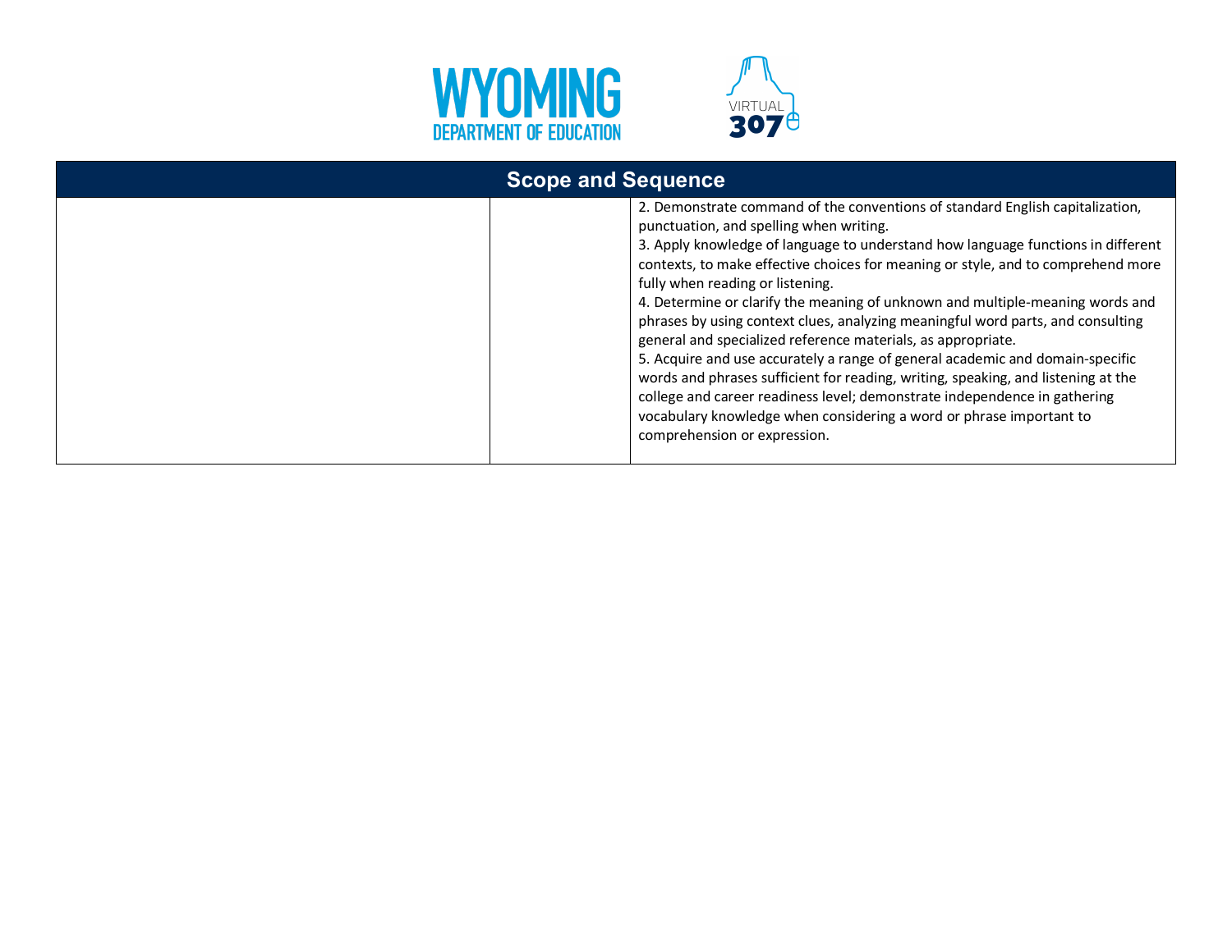## Scope and Sequence

| | | |
|---|---|---|
| | | 2. Demonstrate command of the conventions of standard English capitalization, punctuation, and spelling when writing.<br>3. Apply knowledge of language to understand how language functions in different contexts, to make effective choices for meaning or style, and to comprehend more fully when reading or listening.<br>4. Determine or clarify the meaning of unknown and multiple-meaning words and phrases by using context clues, analyzing meaningful word parts, and consulting general and specialized reference materials, as appropriate.<br>5. Acquire and use accurately a range of general academic and domain-specific words and phrases sufficient for reading, writing, speaking, and listening at the college and career readiness level; demonstrate independence in gathering vocabulary knowledge when considering a word or phrase important to comprehension or expression. |